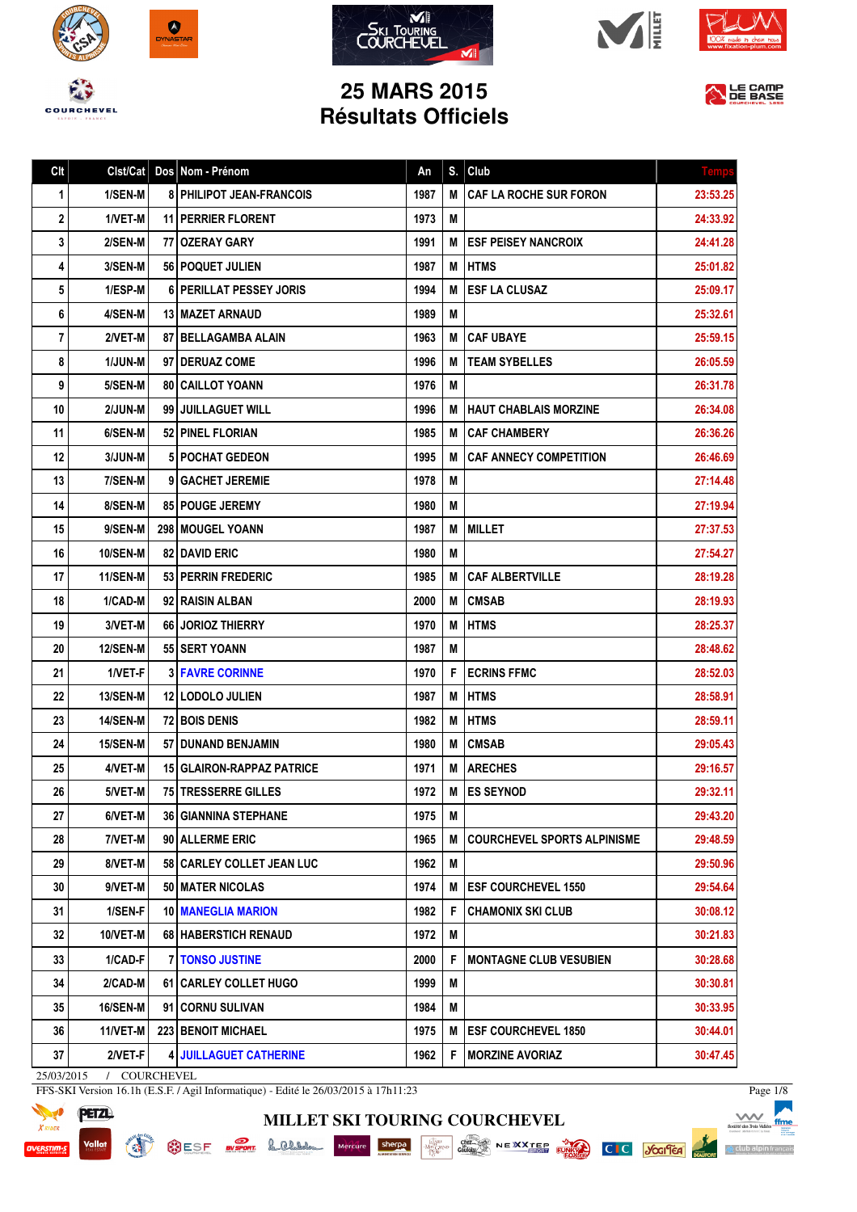# 25 MARS 2015
# Résultats Officiels

| Clt | Clst/Cat | Dos | Nom - Prénom | An | S. | Club | Temps |
|---|---|---|---|---|---|---|---|
| 1 | 1/SEN-M | 8 | PHILIPOT JEAN-FRANCOIS | 1987 | M | CAF LA ROCHE SUR FORON | 23:53.25 |
| 2 | 1/VET-M | 11 | PERRIER FLORENT | 1973 | M | | 24:33.92 |
| 3 | 2/SEN-M | 77 | OZERAY GARY | 1991 | M | ESF PEISEY NANCROIX | 24:41.28 |
| 4 | 3/SEN-M | 56 | POQUET JULIEN | 1987 | M | HTMS | 25:01.82 |
| 5 | 1/ESP-M | 6 | PERILLAT PESSEY JORIS | 1994 | M | ESF LA CLUSAZ | 25:09.17 |
| 6 | 4/SEN-M | 13 | MAZET ARNAUD | 1989 | M | | 25:32.61 |
| 7 | 2/VET-M | 87 | BELLAGAMBA ALAIN | 1963 | M | CAF UBAYE | 25:59.15 |
| 8 | 1/JUN-M | 97 | DERUAZ COME | 1996 | M | TEAM SYBELLES | 26:05.59 |
| 9 | 5/SEN-M | 80 | CAILLOT YOANN | 1976 | M | | 26:31.78 |
| 10 | 2/JUN-M | 99 | JUILLAGUET WILL | 1996 | M | HAUT CHABLAIS MORZINE | 26:34.08 |
| 11 | 6/SEN-M | 52 | PINEL FLORIAN | 1985 | M | CAF CHAMBERY | 26:36.26 |
| 12 | 3/JUN-M | 5 | POCHAT GEDEON | 1995 | M | CAF ANNECY COMPETITION | 26:46.69 |
| 13 | 7/SEN-M | 9 | GACHET JEREMIE | 1978 | M | | 27:14.48 |
| 14 | 8/SEN-M | 85 | POUGE JEREMY | 1980 | M | | 27:19.94 |
| 15 | 9/SEN-M | 298 | MOUGEL YOANN | 1987 | M | MILLET | 27:37.53 |
| 16 | 10/SEN-M | 82 | DAVID ERIC | 1980 | M | | 27:54.27 |
| 17 | 11/SEN-M | 53 | PERRIN FREDERIC | 1985 | M | CAF ALBERTVILLE | 28:19.28 |
| 18 | 1/CAD-M | 92 | RAISIN ALBAN | 2000 | M | CMSAB | 28:19.93 |
| 19 | 3/VET-M | 66 | JORIOZ THIERRY | 1970 | M | HTMS | 28:25.37 |
| 20 | 12/SEN-M | 55 | SERT YOANN | 1987 | M | | 28:48.62 |
| 21 | 1/VET-F | 3 | FAVRE CORINNE | 1970 | F | ECRINS FFMC | 28:52.03 |
| 22 | 13/SEN-M | 12 | LODOLO JULIEN | 1987 | M | HTMS | 28:58.91 |
| 23 | 14/SEN-M | 72 | BOIS DENIS | 1982 | M | HTMS | 28:59.11 |
| 24 | 15/SEN-M | 57 | DUNAND BENJAMIN | 1980 | M | CMSAB | 29:05.43 |
| 25 | 4/VET-M | 15 | GLAIRON-RAPPAZ PATRICE | 1971 | M | ARECHES | 29:16.57 |
| 26 | 5/VET-M | 75 | TRESSERRE GILLES | 1972 | M | ES SEYNOD | 29:32.11 |
| 27 | 6/VET-M | 36 | GIANNINA STEPHANE | 1975 | M | | 29:43.20 |
| 28 | 7/VET-M | 90 | ALLERME ERIC | 1965 | M | COURCHEVEL SPORTS ALPINISME | 29:48.59 |
| 29 | 8/VET-M | 58 | CARLEY COLLET JEAN LUC | 1962 | M | | 29:50.96 |
| 30 | 9/VET-M | 50 | MATER NICOLAS | 1974 | M | ESF COURCHEVEL 1550 | 29:54.64 |
| 31 | 1/SEN-F | 10 | MANEGLIA MARION | 1982 | F | CHAMONIX SKI CLUB | 30:08.12 |
| 32 | 10/VET-M | 68 | HABERSTICH RENAUD | 1972 | M | | 30:21.83 |
| 33 | 1/CAD-F | 7 | TONSO JUSTINE | 2000 | F | MONTAGNE CLUB VESUBIEN | 30:28.68 |
| 34 | 2/CAD-M | 61 | CARLEY COLLET HUGO | 1999 | M | | 30:30.81 |
| 35 | 16/SEN-M | 91 | CORNU SULIVAN | 1984 | M | | 30:33.95 |
| 36 | 11/VET-M | 223 | BENOIT MICHAEL | 1975 | M | ESF COURCHEVEL 1850 | 30:44.01 |
| 37 | 2/VET-F | 4 | JUILLAGUET CATHERINE | 1962 | F | MORZINE AVORIAZ | 30:47.45 |

25/03/2015 / COURCHEVEL

FFS-SKI Version 16.1h (E.S.F. / Agil Informatique) - Edité le 26/03/2015 à 17h11:23

MILLET SKI TOURING COURCHEVEL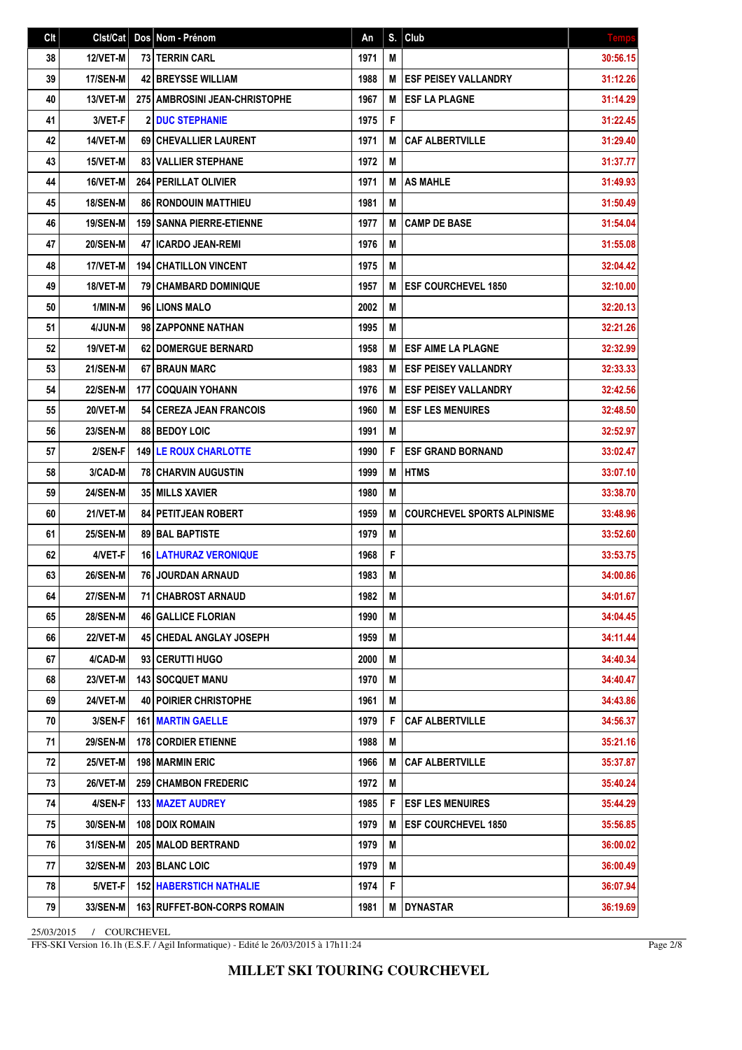| Clt | Clst/Cat | Dos | Nom - Prénom | An | S. | Club | Temps |
|---|---|---|---|---|---|---|---|
| 38 | 12/VET-M | 73 | TERRIN CARL | 1971 | M | | 30:56.15 |
| 39 | 17/SEN-M | 42 | BREYSSE WILLIAM | 1988 | M | ESF PEISEY VALLANDRY | 31:12.26 |
| 40 | 13/VET-M | 275 | AMBROSINI JEAN-CHRISTOPHE | 1967 | M | ESF LA PLAGNE | 31:14.29 |
| 41 | 3/VET-F | 2 | DUC STEPHANIE | 1975 | F | | 31:22.45 |
| 42 | 14/VET-M | 69 | CHEVALLIER LAURENT | 1971 | M | CAF ALBERTVILLE | 31:29.40 |
| 43 | 15/VET-M | 83 | VALLIER STEPHANE | 1972 | M | | 31:37.77 |
| 44 | 16/VET-M | 264 | PERILLAT OLIVIER | 1971 | M | AS MAHLE | 31:49.93 |
| 45 | 18/SEN-M | 86 | RONDOUIN MATTHIEU | 1981 | M | | 31:50.49 |
| 46 | 19/SEN-M | 159 | SANNA PIERRE-ETIENNE | 1977 | M | CAMP DE BASE | 31:54.04 |
| 47 | 20/SEN-M | 47 | ICARDO JEAN-REMI | 1976 | M | | 31:55.08 |
| 48 | 17/VET-M | 194 | CHATILLON VINCENT | 1975 | M | | 32:04.42 |
| 49 | 18/VET-M | 79 | CHAMBARD DOMINIQUE | 1957 | M | ESF COURCHEVEL 1850 | 32:10.00 |
| 50 | 1/MIN-M | 96 | LIONS MALO | 2002 | M | | 32:20.13 |
| 51 | 4/JUN-M | 98 | ZAPPONNE NATHAN | 1995 | M | | 32:21.26 |
| 52 | 19/VET-M | 62 | DOMERGUE BERNARD | 1958 | M | ESF AIME LA PLAGNE | 32:32.99 |
| 53 | 21/SEN-M | 67 | BRAUN MARC | 1983 | M | ESF PEISEY VALLANDRY | 32:33.33 |
| 54 | 22/SEN-M | 177 | COQUAIN YOHANN | 1976 | M | ESF PEISEY VALLANDRY | 32:42.56 |
| 55 | 20/VET-M | 54 | CEREZA JEAN FRANCOIS | 1960 | M | ESF LES MENUIRES | 32:48.50 |
| 56 | 23/SEN-M | 88 | BEDOY LOIC | 1991 | M | | 32:52.97 |
| 57 | 2/SEN-F | 149 | LE ROUX CHARLOTTE | 1990 | F | ESF GRAND BORNAND | 33:02.47 |
| 58 | 3/CAD-M | 78 | CHARVIN AUGUSTIN | 1999 | M | HTMS | 33:07.10 |
| 59 | 24/SEN-M | 35 | MILLS XAVIER | 1980 | M | | 33:38.70 |
| 60 | 21/VET-M | 84 | PETITJEAN ROBERT | 1959 | M | COURCHEVEL SPORTS ALPINISME | 33:48.96 |
| 61 | 25/SEN-M | 89 | BAL BAPTISTE | 1979 | M | | 33:52.60 |
| 62 | 4/VET-F | 16 | LATHURAZ VERONIQUE | 1968 | F | | 33:53.75 |
| 63 | 26/SEN-M | 76 | JOURDAN ARNAUD | 1983 | M | | 34:00.86 |
| 64 | 27/SEN-M | 71 | CHABROST ARNAUD | 1982 | M | | 34:01.67 |
| 65 | 28/SEN-M | 46 | GALLICE FLORIAN | 1990 | M | | 34:04.45 |
| 66 | 22/VET-M | 45 | CHEDAL ANGLAY JOSEPH | 1959 | M | | 34:11.44 |
| 67 | 4/CAD-M | 93 | CERUTTI HUGO | 2000 | M | | 34:40.34 |
| 68 | 23/VET-M | 143 | SOCQUET MANU | 1970 | M | | 34:40.47 |
| 69 | 24/VET-M | 40 | POIRIER CHRISTOPHE | 1961 | M | | 34:43.86 |
| 70 | 3/SEN-F | 161 | MARTIN GAELLE | 1979 | F | CAF ALBERTVILLE | 34:56.37 |
| 71 | 29/SEN-M | 178 | CORDIER ETIENNE | 1988 | M | | 35:21.16 |
| 72 | 25/VET-M | 198 | MARMIN ERIC | 1966 | M | CAF ALBERTVILLE | 35:37.87 |
| 73 | 26/VET-M | 259 | CHAMBON FREDERIC | 1972 | M | | 35:40.24 |
| 74 | 4/SEN-F | 133 | MAZET AUDREY | 1985 | F | ESF LES MENUIRES | 35:44.29 |
| 75 | 30/SEN-M | 108 | DOIX ROMAIN | 1979 | M | ESF COURCHEVEL 1850 | 35:56.85 |
| 76 | 31/SEN-M | 205 | MALOD BERTRAND | 1979 | M | | 36:00.02 |
| 77 | 32/SEN-M | 203 | BLANC LOIC | 1979 | M | | 36:00.49 |
| 78 | 5/VET-F | 152 | HABERSTICH NATHALIE | 1974 | F | | 36:07.94 |
| 79 | 33/SEN-M | 163 | RUFFET-BON-CORPS ROMAIN | 1981 | M | DYNASTAR | 36:19.69 |

25/03/2015 / COURCHEVEL

FFS-SKI Version 16.1h (E.S.F. / Agil Informatique) - Edité le 26/03/2015 à 17h11:24

**MILLET SKI TOURING COURCHEVEL**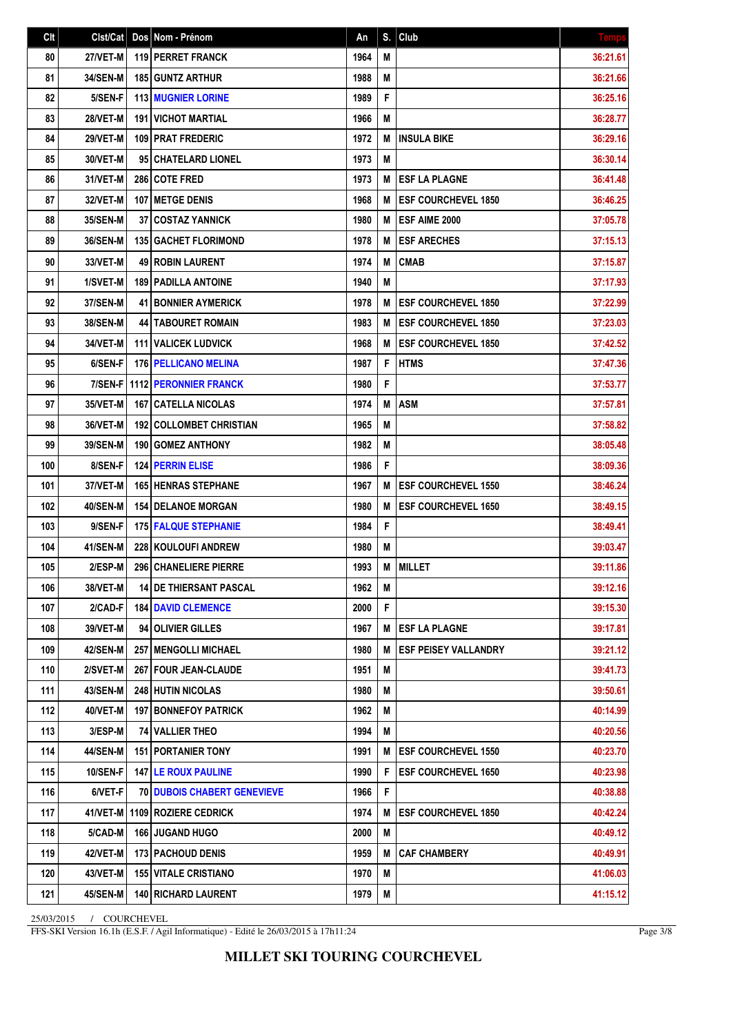| Clt | Clst/Cat | Dos | Nom - Prénom | An | S. | Club | Temps |
|---|---|---|---|---|---|---|---|
| 80 | 27/VET-M | 119 | PERRET FRANCK | 1964 | M | | 36:21.61 |
| 81 | 34/SEN-M | 185 | GUNTZ ARTHUR | 1988 | M | | 36:21.66 |
| 82 | 5/SEN-F | 113 | MUGNIER LORINE | 1989 | F | | 36:25.16 |
| 83 | 28/VET-M | 191 | VICHOT MARTIAL | 1966 | M | | 36:28.77 |
| 84 | 29/VET-M | 109 | PRAT FREDERIC | 1972 | M | INSULA BIKE | 36:29.16 |
| 85 | 30/VET-M | 95 | CHATELARD LIONEL | 1973 | M | | 36:30.14 |
| 86 | 31/VET-M | 286 | COTE FRED | 1973 | M | ESF LA PLAGNE | 36:41.48 |
| 87 | 32/VET-M | 107 | METGE DENIS | 1968 | M | ESF COURCHEVEL 1850 | 36:46.25 |
| 88 | 35/SEN-M | 37 | COSTAZ YANNICK | 1980 | M | ESF AIME 2000 | 37:05.78 |
| 89 | 36/SEN-M | 135 | GACHET FLORIMOND | 1978 | M | ESF ARECHES | 37:15.13 |
| 90 | 33/VET-M | 49 | ROBIN LAURENT | 1974 | M | CMAB | 37:15.87 |
| 91 | 1/SVET-M | 189 | PADILLA ANTOINE | 1940 | M | | 37:17.93 |
| 92 | 37/SEN-M | 41 | BONNIER AYMERICK | 1978 | M | ESF COURCHEVEL 1850 | 37:22.99 |
| 93 | 38/SEN-M | 44 | TABOURET ROMAIN | 1983 | M | ESF COURCHEVEL 1850 | 37:23.03 |
| 94 | 34/VET-M | 111 | VALICEK LUDVICK | 1968 | M | ESF COURCHEVEL 1850 | 37:42.52 |
| 95 | 6/SEN-F | 176 | PELLICANO MELINA | 1987 | F | HTMS | 37:47.36 |
| 96 | 7/SEN-F | 1112 | PERONNIER FRANCK | 1980 | F | | 37:53.77 |
| 97 | 35/VET-M | 167 | CATELLA NICOLAS | 1974 | M | ASM | 37:57.81 |
| 98 | 36/VET-M | 192 | COLLOMBET CHRISTIAN | 1965 | M | | 37:58.82 |
| 99 | 39/SEN-M | 190 | GOMEZ ANTHONY | 1982 | M | | 38:05.48 |
| 100 | 8/SEN-F | 124 | PERRIN ELISE | 1986 | F | | 38:09.36 |
| 101 | 37/VET-M | 165 | HENRAS STEPHANE | 1967 | M | ESF COURCHEVEL 1550 | 38:46.24 |
| 102 | 40/SEN-M | 154 | DELANOE MORGAN | 1980 | M | ESF COURCHEVEL 1650 | 38:49.15 |
| 103 | 9/SEN-F | 175 | FALQUE STEPHANIE | 1984 | F | | 38:49.41 |
| 104 | 41/SEN-M | 228 | KOULOUFI ANDREW | 1980 | M | | 39:03.47 |
| 105 | 2/ESP-M | 296 | CHANELIERE PIERRE | 1993 | M | MILLET | 39:11.86 |
| 106 | 38/VET-M | 14 | DE THIERSANT PASCAL | 1962 | M | | 39:12.16 |
| 107 | 2/CAD-F | 184 | DAVID CLEMENCE | 2000 | F | | 39:15.30 |
| 108 | 39/VET-M | 94 | OLIVIER GILLES | 1967 | M | ESF LA PLAGNE | 39:17.81 |
| 109 | 42/SEN-M | 257 | MENGOLLI MICHAEL | 1980 | M | ESF PEISEY VALLANDRY | 39:21.12 |
| 110 | 2/SVET-M | 267 | FOUR JEAN-CLAUDE | 1951 | M | | 39:41.73 |
| 111 | 43/SEN-M | 248 | HUTIN NICOLAS | 1980 | M | | 39:50.61 |
| 112 | 40/VET-M | 197 | BONNEFOY PATRICK | 1962 | M | | 40:14.99 |
| 113 | 3/ESP-M | 74 | VALLIER THEO | 1994 | M | | 40:20.56 |
| 114 | 44/SEN-M | 151 | PORTANIER TONY | 1991 | M | ESF COURCHEVEL 1550 | 40:23.70 |
| 115 | 10/SEN-F | 147 | LE ROUX PAULINE | 1990 | F | ESF COURCHEVEL 1650 | 40:23.98 |
| 116 | 6/VET-F | 70 | DUBOIS CHABERT GENEVIEVE | 1966 | F | | 40:38.88 |
| 117 | 41/VET-M | 1109 | ROZIERE CEDRICK | 1974 | M | ESF COURCHEVEL 1850 | 40:42.24 |
| 118 | 5/CAD-M | 166 | JUGAND HUGO | 2000 | M | | 40:49.12 |
| 119 | 42/VET-M | 173 | PACHOUD DENIS | 1959 | M | CAF CHAMBERY | 40:49.91 |
| 120 | 43/VET-M | 155 | VITALE CRISTIANO | 1970 | M | | 41:06.03 |
| 121 | 45/SEN-M | 140 | RICHARD LAURENT | 1979 | M | | 41:15.12 |

25/03/2015 / COURCHEVEL

FFS-SKI Version 16.1h (E.S.F. / Agil Informatique) - Edité le 26/03/2015 à 17h11:24

**MILLET SKI TOURING COURCHEVEL**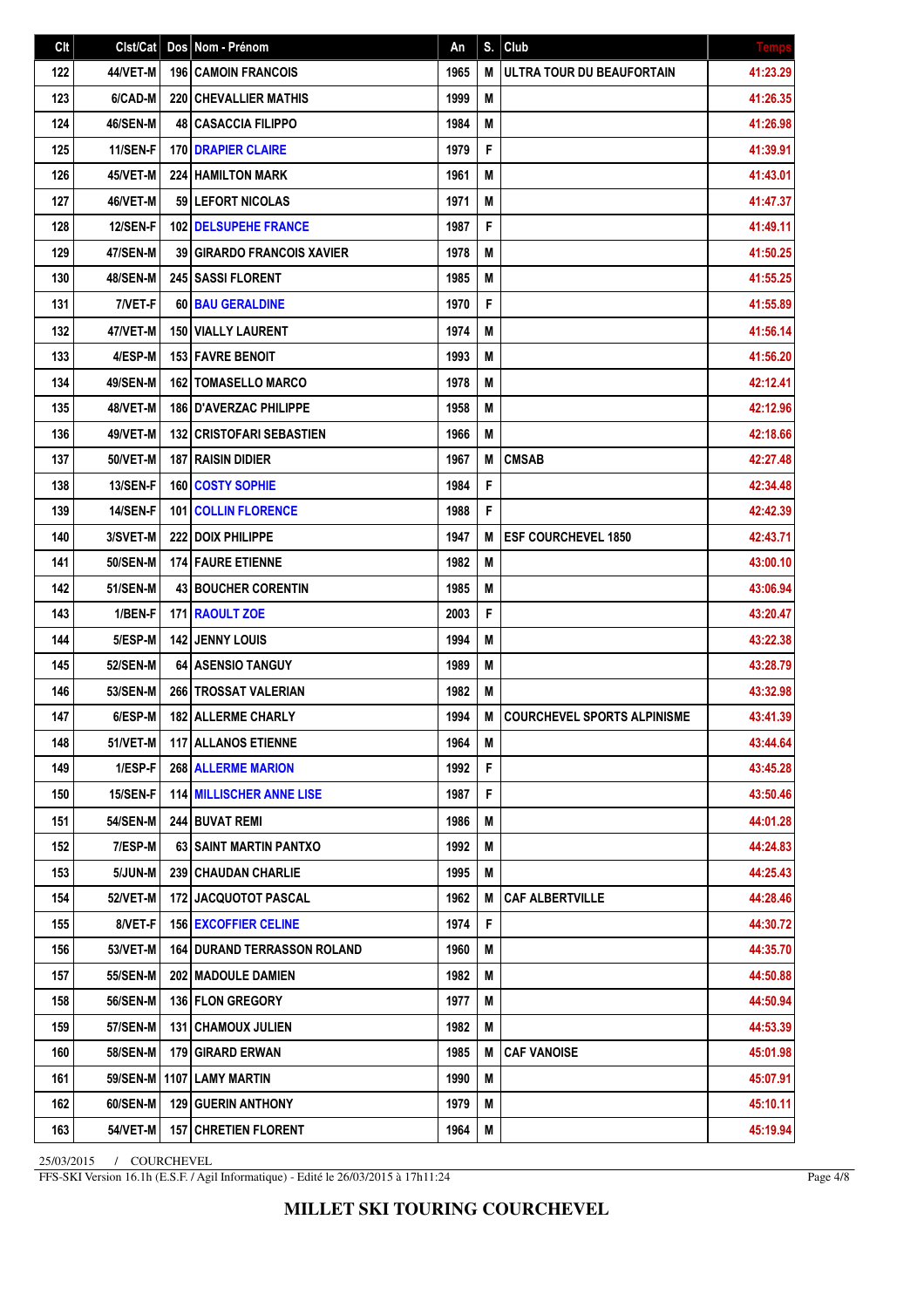| Clt | Clst/Cat | Dos | Nom - Prénom | An | S. | Club | Temps |
|---|---|---|---|---|---|---|---|
| 122 | 44/VET-M | 196 | CAMOIN FRANCOIS | 1965 | M | ULTRA TOUR DU BEAUFORTAIN | 41:23.29 |
| 123 | 6/CAD-M | 220 | CHEVALLIER MATHIS | 1999 | M | | 41:26.35 |
| 124 | 46/SEN-M | 48 | CASACCIA FILIPPO | 1984 | M | | 41:26.98 |
| 125 | 11/SEN-F | 170 | DRAPIER CLAIRE | 1979 | F | | 41:39.91 |
| 126 | 45/VET-M | 224 | HAMILTON MARK | 1961 | M | | 41:43.01 |
| 127 | 46/VET-M | 59 | LEFORT NICOLAS | 1971 | M | | 41:47.37 |
| 128 | 12/SEN-F | 102 | DELSUPEHE FRANCE | 1987 | F | | 41:49.11 |
| 129 | 47/SEN-M | 39 | GIRARDO FRANCOIS XAVIER | 1978 | M | | 41:50.25 |
| 130 | 48/SEN-M | 245 | SASSI FLORENT | 1985 | M | | 41:55.25 |
| 131 | 7/VET-F | 60 | BAU GERALDINE | 1970 | F | | 41:55.89 |
| 132 | 47/VET-M | 150 | VIALLY LAURENT | 1974 | M | | 41:56.14 |
| 133 | 4/ESP-M | 153 | FAVRE BENOIT | 1993 | M | | 41:56.20 |
| 134 | 49/SEN-M | 162 | TOMASELLO MARCO | 1978 | M | | 42:12.41 |
| 135 | 48/VET-M | 186 | D'AVERZAC PHILIPPE | 1958 | M | | 42:12.96 |
| 136 | 49/VET-M | 132 | CRISTOFARI SEBASTIEN | 1966 | M | | 42:18.66 |
| 137 | 50/VET-M | 187 | RAISIN DIDIER | 1967 | M | CMSAB | 42:27.48 |
| 138 | 13/SEN-F | 160 | COSTY SOPHIE | 1984 | F | | 42:34.48 |
| 139 | 14/SEN-F | 101 | COLLIN FLORENCE | 1988 | F | | 42:42.39 |
| 140 | 3/SVET-M | 222 | DOIX PHILIPPE | 1947 | M | ESF COURCHEVEL 1850 | 42:43.71 |
| 141 | 50/SEN-M | 174 | FAURE ETIENNE | 1982 | M | | 43:00.10 |
| 142 | 51/SEN-M | 43 | BOUCHER CORENTIN | 1985 | M | | 43:06.94 |
| 143 | 1/BEN-F | 171 | RAOULT ZOE | 2003 | F | | 43:20.47 |
| 144 | 5/ESP-M | 142 | JENNY LOUIS | 1994 | M | | 43:22.38 |
| 145 | 52/SEN-M | 64 | ASENSIO TANGUY | 1989 | M | | 43:28.79 |
| 146 | 53/SEN-M | 266 | TROSSAT VALERIAN | 1982 | M | | 43:32.98 |
| 147 | 6/ESP-M | 182 | ALLERME CHARLY | 1994 | M | COURCHEVEL SPORTS ALPINISME | 43:41.39 |
| 148 | 51/VET-M | 117 | ALLANOS ETIENNE | 1964 | M | | 43:44.64 |
| 149 | 1/ESP-F | 268 | ALLERME MARION | 1992 | F | | 43:45.28 |
| 150 | 15/SEN-F | 114 | MILLISCHER ANNE LISE | 1987 | F | | 43:50.46 |
| 151 | 54/SEN-M | 244 | BUVAT REMI | 1986 | M | | 44:01.28 |
| 152 | 7/ESP-M | 63 | SAINT MARTIN PANTXO | 1992 | M | | 44:24.83 |
| 153 | 5/JUN-M | 239 | CHAUDAN CHARLIE | 1995 | M | | 44:25.43 |
| 154 | 52/VET-M | 172 | JACQUOTOT PASCAL | 1962 | M | CAF ALBERTVILLE | 44:28.46 |
| 155 | 8/VET-F | 156 | EXCOFFIER CELINE | 1974 | F | | 44:30.72 |
| 156 | 53/VET-M | 164 | DURAND TERRASSON ROLAND | 1960 | M | | 44:35.70 |
| 157 | 55/SEN-M | 202 | MADOULE DAMIEN | 1982 | M | | 44:50.88 |
| 158 | 56/SEN-M | 136 | FLON GREGORY | 1977 | M | | 44:50.94 |
| 159 | 57/SEN-M | 131 | CHAMOUX JULIEN | 1982 | M | | 44:53.39 |
| 160 | 58/SEN-M | 179 | GIRARD ERWAN | 1985 | M | CAF VANOISE | 45:01.98 |
| 161 | 59/SEN-M | 1107 | LAMY MARTIN | 1990 | M | | 45:07.91 |
| 162 | 60/SEN-M | 129 | GUERIN ANTHONY | 1979 | M | | 45:10.11 |
| 163 | 54/VET-M | 157 | CHRETIEN FLORENT | 1964 | M | | 45:19.94 |

25/03/2015 / COURCHEVEL

FFS-SKI Version 16.1h (E.S.F. / Agil Informatique) - Edité le 26/03/2015 à 17h11:24

**MILLET SKI TOURING COURCHEVEL**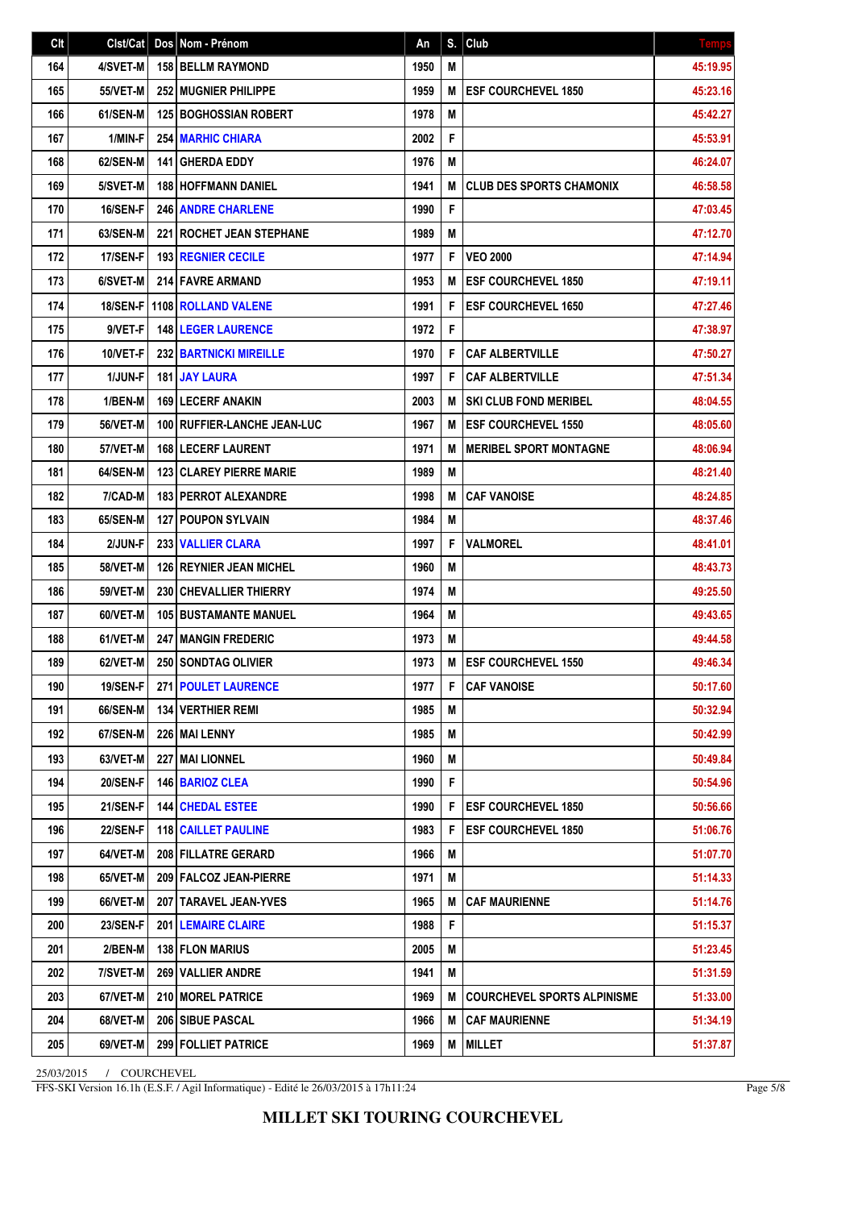| Clt | Clst/Cat | Dos | Nom - Prénom | An | S. | Club | Temps |
|---|---|---|---|---|---|---|---|
| 164 | 4/SVET-M | 158 | BELLM RAYMOND | 1950 | M | | 45:19.95 |
| 165 | 55/VET-M | 252 | MUGNIER PHILIPPE | 1959 | M | ESF COURCHEVEL 1850 | 45:23.16 |
| 166 | 61/SEN-M | 125 | BOGHOSSIAN ROBERT | 1978 | M | | 45:42.27 |
| 167 | 1/MIN-F | 254 | MARHIC CHIARA | 2002 | F | | 45:53.91 |
| 168 | 62/SEN-M | 141 | GHERDA EDDY | 1976 | M | | 46:24.07 |
| 169 | 5/SVET-M | 188 | HOFFMANN DANIEL | 1941 | M | CLUB DES SPORTS CHAMONIX | 46:58.58 |
| 170 | 16/SEN-F | 246 | ANDRE CHARLENE | 1990 | F | | 47:03.45 |
| 171 | 63/SEN-M | 221 | ROCHET JEAN STEPHANE | 1989 | M | | 47:12.70 |
| 172 | 17/SEN-F | 193 | REGNIER CECILE | 1977 | F | VEO 2000 | 47:14.94 |
| 173 | 6/SVET-M | 214 | FAVRE ARMAND | 1953 | M | ESF COURCHEVEL 1850 | 47:19.11 |
| 174 | 18/SEN-F | 1108 | ROLLAND VALENE | 1991 | F | ESF COURCHEVEL 1650 | 47:27.46 |
| 175 | 9/VET-F | 148 | LEGER LAURENCE | 1972 | F | | 47:38.97 |
| 176 | 10/VET-F | 232 | BARTNICKI MIREILLE | 1970 | F | CAF ALBERTVILLE | 47:50.27 |
| 177 | 1/JUN-F | 181 | JAY LAURA | 1997 | F | CAF ALBERTVILLE | 47:51.34 |
| 178 | 1/BEN-M | 169 | LECERF ANAKIN | 2003 | M | SKI CLUB FOND MERIBEL | 48:04.55 |
| 179 | 56/VET-M | 100 | RUFFIER-LANCHE JEAN-LUC | 1967 | M | ESF COURCHEVEL 1550 | 48:05.60 |
| 180 | 57/VET-M | 168 | LECERF LAURENT | 1971 | M | MERIBEL SPORT MONTAGNE | 48:06.94 |
| 181 | 64/SEN-M | 123 | CLAREY PIERRE MARIE | 1989 | M | | 48:21.40 |
| 182 | 7/CAD-M | 183 | PERROT ALEXANDRE | 1998 | M | CAF VANOISE | 48:24.85 |
| 183 | 65/SEN-M | 127 | POUPON SYLVAIN | 1984 | M | | 48:37.46 |
| 184 | 2/JUN-F | 233 | VALLIER CLARA | 1997 | F | VALMOREL | 48:41.01 |
| 185 | 58/VET-M | 126 | REYNIER JEAN MICHEL | 1960 | M | | 48:43.73 |
| 186 | 59/VET-M | 230 | CHEVALLIER THIERRY | 1974 | M | | 49:25.50 |
| 187 | 60/VET-M | 105 | BUSTAMANTE MANUEL | 1964 | M | | 49:43.65 |
| 188 | 61/VET-M | 247 | MANGIN FREDERIC | 1973 | M | | 49:44.58 |
| 189 | 62/VET-M | 250 | SONDTAG OLIVIER | 1973 | M | ESF COURCHEVEL 1550 | 49:46.34 |
| 190 | 19/SEN-F | 271 | POULET LAURENCE | 1977 | F | CAF VANOISE | 50:17.60 |
| 191 | 66/SEN-M | 134 | VERTHIER REMI | 1985 | M | | 50:32.94 |
| 192 | 67/SEN-M | 226 | MAI LENNY | 1985 | M | | 50:42.99 |
| 193 | 63/VET-M | 227 | MAI LIONNEL | 1960 | M | | 50:49.84 |
| 194 | 20/SEN-F | 146 | BARIOZ CLEA | 1990 | F | | 50:54.96 |
| 195 | 21/SEN-F | 144 | CHEDAL ESTEE | 1990 | F | ESF COURCHEVEL 1850 | 50:56.66 |
| 196 | 22/SEN-F | 118 | CAILLET PAULINE | 1983 | F | ESF COURCHEVEL 1850 | 51:06.76 |
| 197 | 64/VET-M | 208 | FILLATRE GERARD | 1966 | M | | 51:07.70 |
| 198 | 65/VET-M | 209 | FALCOZ JEAN-PIERRE | 1971 | M | | 51:14.33 |
| 199 | 66/VET-M | 207 | TARAVEL JEAN-YVES | 1965 | M | CAF MAURIENNE | 51:14.76 |
| 200 | 23/SEN-F | 201 | LEMAIRE CLAIRE | 1988 | F | | 51:15.37 |
| 201 | 2/BEN-M | 138 | FLON MARIUS | 2005 | M | | 51:23.45 |
| 202 | 7/SVET-M | 269 | VALLIER ANDRE | 1941 | M | | 51:31.59 |
| 203 | 67/VET-M | 210 | MOREL PATRICE | 1969 | M | COURCHEVEL SPORTS ALPINISME | 51:33.00 |
| 204 | 68/VET-M | 206 | SIBUE PASCAL | 1966 | M | CAF MAURIENNE | 51:34.19 |
| 205 | 69/VET-M | 299 | FOLLIET PATRICE | 1969 | M | MILLET | 51:37.87 |

25/03/2015 / COURCHEVEL

FFS-SKI Version 16.1h (E.S.F. / Agil Informatique) - Edité le 26/03/2015 à 17h11:24

**MILLET SKI TOURING COURCHEVEL**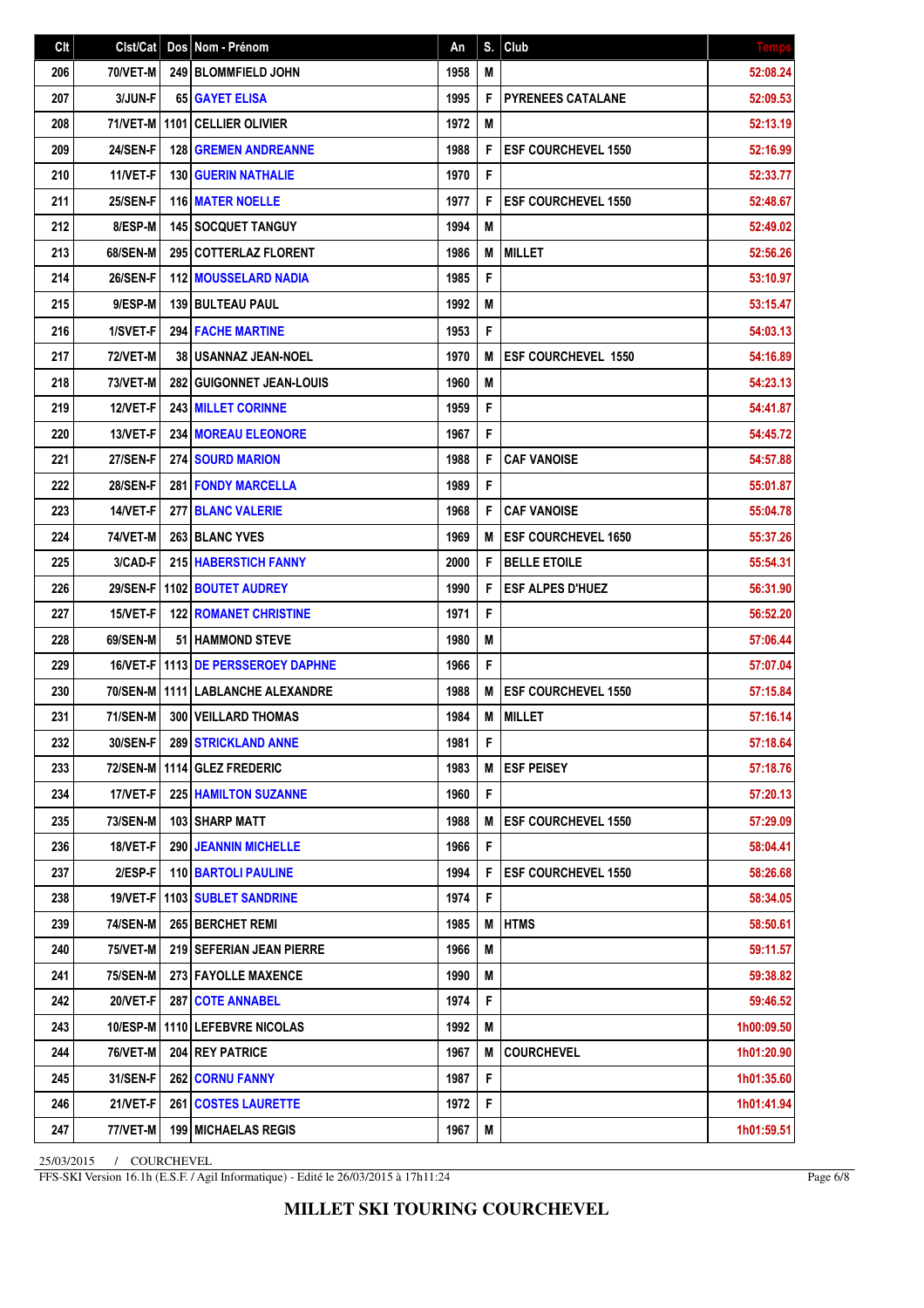| Clt | Clst/Cat | Dos | Nom - Prénom | An | S. | Club | Temps |
|---|---|---|---|---|---|---|---|
| 206 | 70/VET-M | 249 | BLOMMFIELD JOHN | 1958 | M | | 52:08.24 |
| 207 | 3/JUN-F | 65 | GAYET ELISA | 1995 | F | PYRENEES CATALANE | 52:09.53 |
| 208 | 71/VET-M | 1101 | CELLIER OLIVIER | 1972 | M | | 52:13.19 |
| 209 | 24/SEN-F | 128 | GREMEN ANDREANNE | 1988 | F | ESF COURCHEVEL 1550 | 52:16.99 |
| 210 | 11/VET-F | 130 | GUERIN NATHALIE | 1970 | F | | 52:33.77 |
| 211 | 25/SEN-F | 116 | MATER NOELLE | 1977 | F | ESF COURCHEVEL 1550 | 52:48.67 |
| 212 | 8/ESP-M | 145 | SOCQUET TANGUY | 1994 | M | | 52:49.02 |
| 213 | 68/SEN-M | 295 | COTTERLAZ FLORENT | 1986 | M | MILLET | 52:56.26 |
| 214 | 26/SEN-F | 112 | MOUSSELARD NADIA | 1985 | F | | 53:10.97 |
| 215 | 9/ESP-M | 139 | BULTEAU PAUL | 1992 | M | | 53:15.47 |
| 216 | 1/SVET-F | 294 | FACHE MARTINE | 1953 | F | | 54:03.13 |
| 217 | 72/VET-M | 38 | USANNAZ JEAN-NOEL | 1970 | M | ESF COURCHEVEL 1550 | 54:16.89 |
| 218 | 73/VET-M | 282 | GUIGONNET JEAN-LOUIS | 1960 | M | | 54:23.13 |
| 219 | 12/VET-F | 243 | MILLET CORINNE | 1959 | F | | 54:41.87 |
| 220 | 13/VET-F | 234 | MOREAU ELEONORE | 1967 | F | | 54:45.72 |
| 221 | 27/SEN-F | 274 | SOURD MARION | 1988 | F | CAF VANOISE | 54:57.88 |
| 222 | 28/SEN-F | 281 | FONDY MARCELLA | 1989 | F | | 55:01.87 |
| 223 | 14/VET-F | 277 | BLANC VALERIE | 1968 | F | CAF VANOISE | 55:04.78 |
| 224 | 74/VET-M | 263 | BLANC YVES | 1969 | M | ESF COURCHEVEL 1650 | 55:37.26 |
| 225 | 3/CAD-F | 215 | HABERSTICH FANNY | 2000 | F | BELLE ETOILE | 55:54.31 |
| 226 | 29/SEN-F | 1102 | BOUTET AUDREY | 1990 | F | ESF ALPES D'HUEZ | 56:31.90 |
| 227 | 15/VET-F | 122 | ROMANET CHRISTINE | 1971 | F | | 56:52.20 |
| 228 | 69/SEN-M | 51 | HAMMOND STEVE | 1980 | M | | 57:06.44 |
| 229 | 16/VET-F | 1113 | DE PERSSEROEY DAPHNE | 1966 | F | | 57:07.04 |
| 230 | 70/SEN-M | 1111 | LABLANCHE ALEXANDRE | 1988 | M | ESF COURCHEVEL 1550 | 57:15.84 |
| 231 | 71/SEN-M | 300 | VEILLARD THOMAS | 1984 | M | MILLET | 57:16.14 |
| 232 | 30/SEN-F | 289 | STRICKLAND ANNE | 1981 | F | | 57:18.64 |
| 233 | 72/SEN-M | 1114 | GLEZ FREDERIC | 1983 | M | ESF PEISEY | 57:18.76 |
| 234 | 17/VET-F | 225 | HAMILTON SUZANNE | 1960 | F | | 57:20.13 |
| 235 | 73/SEN-M | 103 | SHARP MATT | 1988 | M | ESF COURCHEVEL 1550 | 57:29.09 |
| 236 | 18/VET-F | 290 | JEANNIN MICHELLE | 1966 | F | | 58:04.41 |
| 237 | 2/ESP-F | 110 | BARTOLI PAULINE | 1994 | F | ESF COURCHEVEL 1550 | 58:26.68 |
| 238 | 19/VET-F | 1103 | SUBLET SANDRINE | 1974 | F | | 58:34.05 |
| 239 | 74/SEN-M | 265 | BERCHET REMI | 1985 | M | HTMS | 58:50.61 |
| 240 | 75/VET-M | 219 | SEFERIAN JEAN PIERRE | 1966 | M | | 59:11.57 |
| 241 | 75/SEN-M | 273 | FAYOLLE MAXENCE | 1990 | M | | 59:38.82 |
| 242 | 20/VET-F | 287 | COTE ANNABEL | 1974 | F | | 59:46.52 |
| 243 | 10/ESP-M | 1110 | LEFEBVRE NICOLAS | 1992 | M | | 1h00:09.50 |
| 244 | 76/VET-M | 204 | REY PATRICE | 1967 | M | COURCHEVEL | 1h01:20.90 |
| 245 | 31/SEN-F | 262 | CORNU FANNY | 1987 | F | | 1h01:35.60 |
| 246 | 21/VET-F | 261 | COSTES LAURETTE | 1972 | F | | 1h01:41.94 |
| 247 | 77/VET-M | 199 | MICHAELAS REGIS | 1967 | M | | 1h01:59.51 |

25/03/2015 / COURCHEVEL

FFS-SKI Version 16.1h (E.S.F. / Agil Informatique) - Edité le 26/03/2015 à 17h11:24

**MILLET SKI TOURING COURCHEVEL**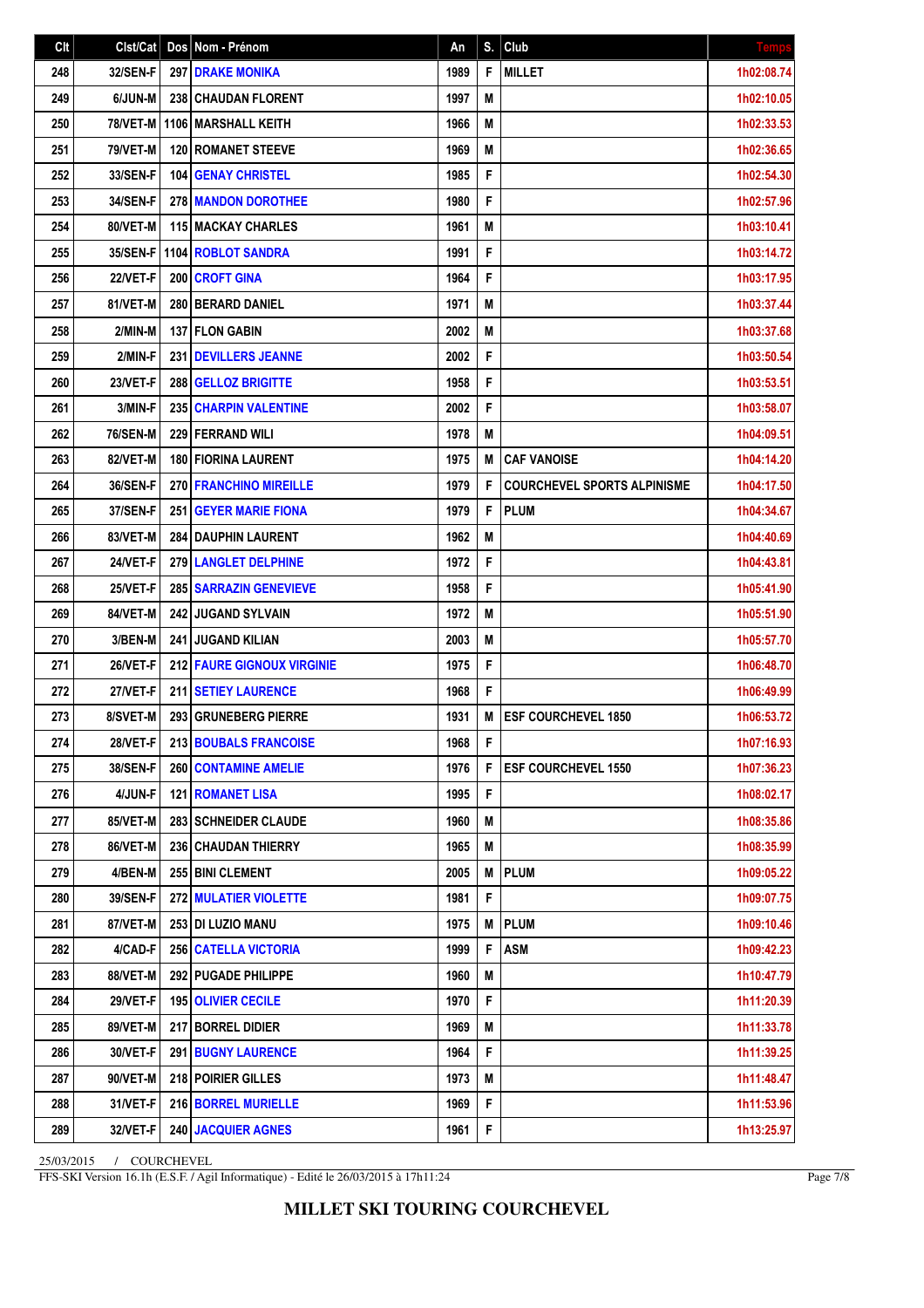| Clt | Clst/Cat | Dos | Nom - Prénom | An | S. | Club | Temps |
|---|---|---|---|---|---|---|---|
| 248 | 32/SEN-F | 297 | DRAKE MONIKA | 1989 | F | MILLET | 1h02:08.74 |
| 249 | 6/JUN-M | 238 | CHAUDAN FLORENT | 1997 | M | | 1h02:10.05 |
| 250 | 78/VET-M | 1106 | MARSHALL KEITH | 1966 | M | | 1h02:33.53 |
| 251 | 79/VET-M | 120 | ROMANET STEEVE | 1969 | M | | 1h02:36.65 |
| 252 | 33/SEN-F | 104 | GENAY CHRISTEL | 1985 | F | | 1h02:54.30 |
| 253 | 34/SEN-F | 278 | MANDON DOROTHEE | 1980 | F | | 1h02:57.96 |
| 254 | 80/VET-M | 115 | MACKAY CHARLES | 1961 | M | | 1h03:10.41 |
| 255 | 35/SEN-F | 1104 | ROBLOT SANDRA | 1991 | F | | 1h03:14.72 |
| 256 | 22/VET-F | 200 | CROFT GINA | 1964 | F | | 1h03:17.95 |
| 257 | 81/VET-M | 280 | BERARD DANIEL | 1971 | M | | 1h03:37.44 |
| 258 | 2/MIN-M | 137 | FLON GABIN | 2002 | M | | 1h03:37.68 |
| 259 | 2/MIN-F | 231 | DEVILLERS JEANNE | 2002 | F | | 1h03:50.54 |
| 260 | 23/VET-F | 288 | GELLOZ BRIGITTE | 1958 | F | | 1h03:53.51 |
| 261 | 3/MIN-F | 235 | CHARPIN VALENTINE | 2002 | F | | 1h03:58.07 |
| 262 | 76/SEN-M | 229 | FERRAND WILI | 1978 | M | | 1h04:09.51 |
| 263 | 82/VET-M | 180 | FIORINA LAURENT | 1975 | M | CAF VANOISE | 1h04:14.20 |
| 264 | 36/SEN-F | 270 | FRANCHINO MIREILLE | 1979 | F | COURCHEVEL SPORTS ALPINISME | 1h04:17.50 |
| 265 | 37/SEN-F | 251 | GEYER MARIE FIONA | 1979 | F | PLUM | 1h04:34.67 |
| 266 | 83/VET-M | 284 | DAUPHIN LAURENT | 1962 | M | | 1h04:40.69 |
| 267 | 24/VET-F | 279 | LANGLET DELPHINE | 1972 | F | | 1h04:43.81 |
| 268 | 25/VET-F | 285 | SARRAZIN GENEVIEVE | 1958 | F | | 1h05:41.90 |
| 269 | 84/VET-M | 242 | JUGAND SYLVAIN | 1972 | M | | 1h05:51.90 |
| 270 | 3/BEN-M | 241 | JUGAND KILIAN | 2003 | M | | 1h05:57.70 |
| 271 | 26/VET-F | 212 | FAURE GIGNOUX VIRGINIE | 1975 | F | | 1h06:48.70 |
| 272 | 27/VET-F | 211 | SETIEY LAURENCE | 1968 | F | | 1h06:49.99 |
| 273 | 8/SVET-M | 293 | GRUNEBERG PIERRE | 1931 | M | ESF COURCHEVEL 1850 | 1h06:53.72 |
| 274 | 28/VET-F | 213 | BOUBALS FRANCOISE | 1968 | F | | 1h07:16.93 |
| 275 | 38/SEN-F | 260 | CONTAMINE AMELIE | 1976 | F | ESF COURCHEVEL 1550 | 1h07:36.23 |
| 276 | 4/JUN-F | 121 | ROMANET LISA | 1995 | F | | 1h08:02.17 |
| 277 | 85/VET-M | 283 | SCHNEIDER CLAUDE | 1960 | M | | 1h08:35.86 |
| 278 | 86/VET-M | 236 | CHAUDAN THIERRY | 1965 | M | | 1h08:35.99 |
| 279 | 4/BEN-M | 255 | BINI CLEMENT | 2005 | M | PLUM | 1h09:05.22 |
| 280 | 39/SEN-F | 272 | MULATIER VIOLETTE | 1981 | F | | 1h09:07.75 |
| 281 | 87/VET-M | 253 | DI LUZIO MANU | 1975 | M | PLUM | 1h09:10.46 |
| 282 | 4/CAD-F | 256 | CATELLA VICTORIA | 1999 | F | ASM | 1h09:42.23 |
| 283 | 88/VET-M | 292 | PUGADE PHILIPPE | 1960 | M | | 1h10:47.79 |
| 284 | 29/VET-F | 195 | OLIVIER CECILE | 1970 | F | | 1h11:20.39 |
| 285 | 89/VET-M | 217 | BORREL DIDIER | 1969 | M | | 1h11:33.78 |
| 286 | 30/VET-F | 291 | BUGNY LAURENCE | 1964 | F | | 1h11:39.25 |
| 287 | 90/VET-M | 218 | POIRIER GILLES | 1973 | M | | 1h11:48.47 |
| 288 | 31/VET-F | 216 | BORREL MURIELLE | 1969 | F | | 1h11:53.96 |
| 289 | 32/VET-F | 240 | JACQUIER AGNES | 1961 | F | | 1h13:25.97 |

25/03/2015 / COURCHEVEL

FFS-SKI Version 16.1h (E.S.F. / Agil Informatique) - Edité le 26/03/2015 à 17h11:24

**MILLET SKI TOURING COURCHEVEL**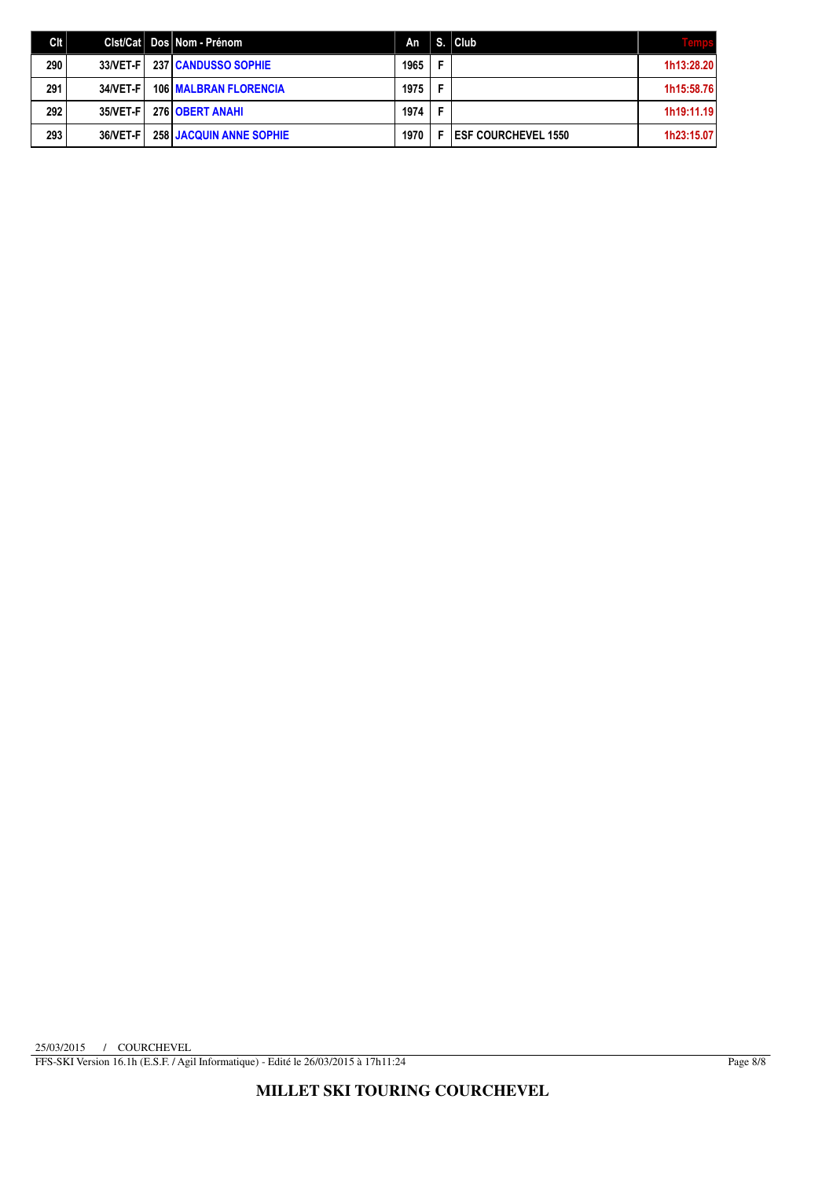| Clt | Clst/Cat | Dos | Nom - Prénom | An | S. | Club | Temps |
|---|---|---|---|---|---|---|---|
| 290 | 33/VET-F | 237 | CANDUSSO SOPHIE | 1965 | F | | 1h13:28.20 |
| 291 | 34/VET-F | 106 | MALBRAN FLORENCIA | 1975 | F | | 1h15:58.76 |
| 292 | 35/VET-F | 276 | OBERT ANAHI | 1974 | F | | 1h19:11.19 |
| 293 | 36/VET-F | 258 | JACQUIN ANNE SOPHIE | 1970 | F | ESF COURCHEVEL 1550 | 1h23:15.07 |

25/03/2015 / COURCHEVEL

FFS-SKI Version 16.1h (E.S.F. / Agil Informatique) - Edité le 26/03/2015 à 17h11:24

**MILLET SKI TOURING COURCHEVEL**